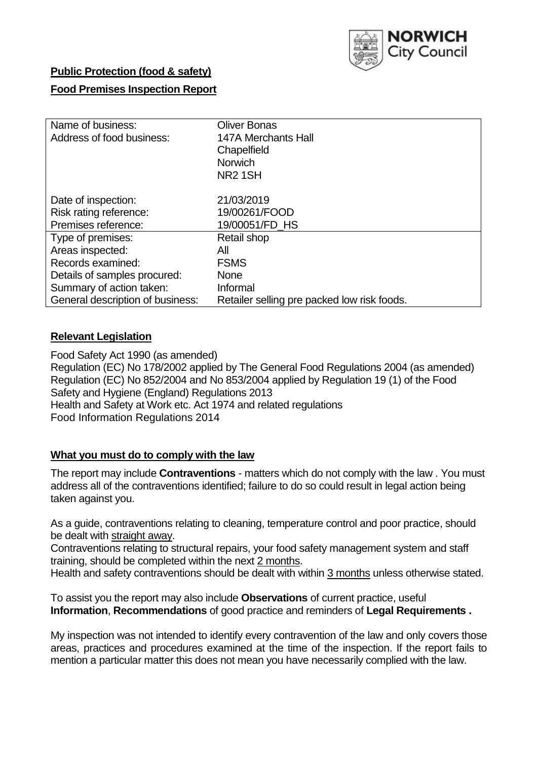**Public Protection (food & safety)**

**Food Premises Inspection Report**

| | |
|---|---|
| Name of business: | Oliver Bonas |
| Address of food business: | 147A Merchants Hall<br>Chapelfield<br>Norwich<br>NR2 1SH |
| Date of inspection: | 21/03/2019 |
| Risk rating reference: | 19/00261/FOOD |
| Premises reference: | 19/00051/FD_HS |
| Type of premises: | Retail shop |
| Areas inspected: | All |
| Records examined: | FSMS |
| Details of samples procured: | None |
| Summary of action taken: | Informal |
| General description of business: | Retailer selling pre packed low risk foods. |

## Relevant Legislation

Food Safety Act 1990 (as amended)
Regulation (EC) No 178/2002 applied by The General Food Regulations 2004 (as amended)
Regulation (EC) No 852/2004 and No 853/2004 applied by Regulation 19 (1) of the Food Safety and Hygiene (England) Regulations 2013
Health and Safety at Work etc. Act 1974 and related regulations
Food Information Regulations 2014

## What you must do to comply with the law

The report may include **Contraventions** - matters which do not comply with the law . You must address all of the contraventions identified; failure to do so could result in legal action being taken against you.

As a guide, contraventions relating to cleaning, temperature control and poor practice, should be dealt with straight away.
Contraventions relating to structural repairs, your food safety management system and staff training, should be completed within the next 2 months.
Health and safety contraventions should be dealt with within 3 months unless otherwise stated.

To assist you the report may also include **Observations** of current practice, useful **Information**, **Recommendations** of good practice and reminders of **Legal Requirements .**

My inspection was not intended to identify every contravention of the law and only covers those areas, practices and procedures examined at the time of the inspection. If the report fails to mention a particular matter this does not mean you have necessarily complied with the law.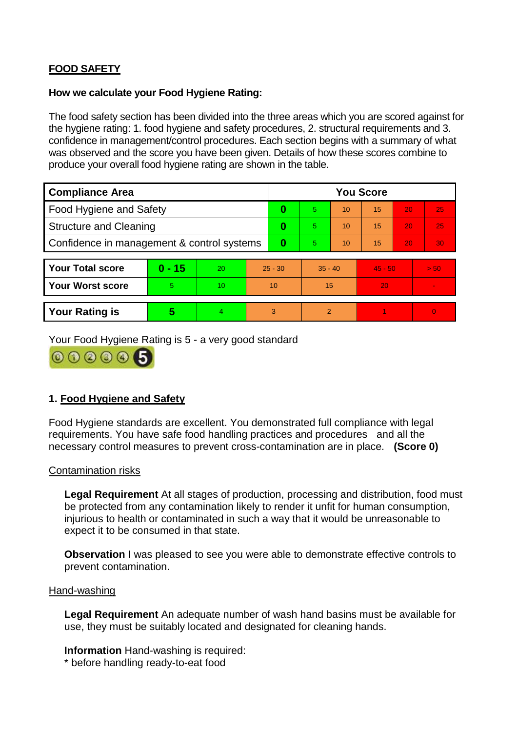## FOOD SAFETY

**How we calculate your Food Hygiene Rating:**

The food safety section has been divided into the three areas which you are scored against for the hygiene rating: 1. food hygiene and safety procedures, 2. structural requirements and 3. confidence in management/control procedures. Each section begins with a summary of what was observed and the score you have been given. Details of how these scores combine to produce your overall food hygiene rating are shown in the table.

| Compliance Area | You Score | | | | | |
|---|---|---|---|---|---|---|
| Food Hygiene and Safety | **0** | 5 | 10 | 15 | 20 | 25 |
| Structure and Cleaning | **0** | 5 | 10 | 15 | 20 | 25 |
| Confidence in management & control systems | **0** | 5 | 10 | 15 | 20 | 30 |

| | | | | | | |
|---|---|---|---|---|---|---|
| **Your Total score** | **0 - 15** | 20 | 25 - 30 | 35 - 40 | 45 - 50 | > 50 |
| **Your Worst score** | 5 | 10 | 10 | 15 | 20 | - |

| | | | | | | |
|---|---|---|---|---|---|---|
| **Your Rating is** | **5** | 4 | 3 | 2 | 1 | 0 |

Your Food Hygiene Rating is 5 - a very good standard

### 1. Food Hygiene and Safety

Food Hygiene standards are excellent. You demonstrated full compliance with legal requirements. You have safe food handling practices and procedures and all the necessary control measures to prevent cross-contamination are in place. **(Score 0)**

Contamination risks

**Legal Requirement** At all stages of production, processing and distribution, food must be protected from any contamination likely to render it unfit for human consumption, injurious to health or contaminated in such a way that it would be unreasonable to expect it to be consumed in that state.

**Observation** I was pleased to see you were able to demonstrate effective controls to prevent contamination.

Hand-washing

**Legal Requirement** An adequate number of wash hand basins must be available for use, they must be suitably located and designated for cleaning hands.

**Information** Hand-washing is required:
* before handling ready-to-eat food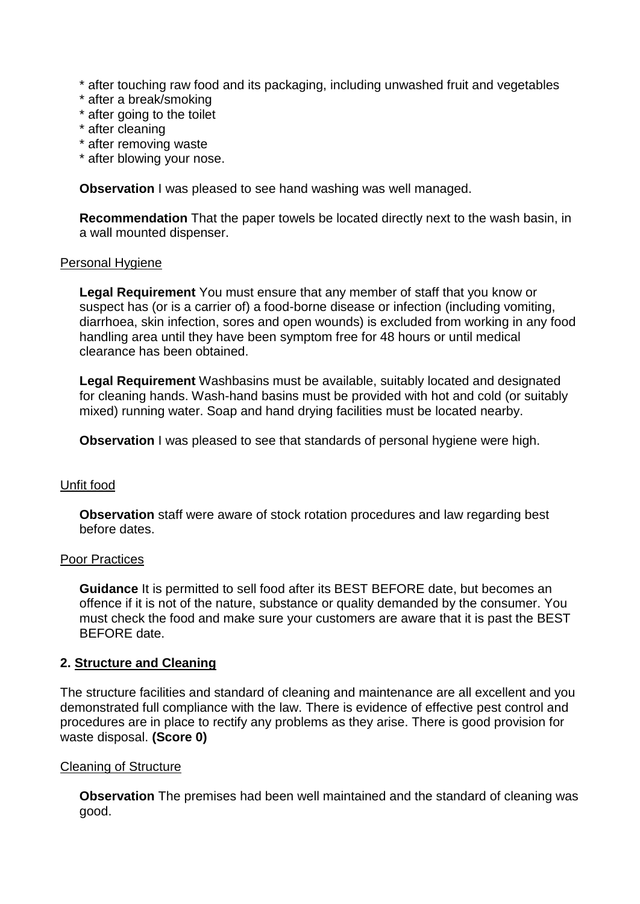* after touching raw food and its packaging, including unwashed fruit and vegetables
* after a break/smoking
* after going to the toilet
* after cleaning
* after removing waste
* after blowing your nose.

**Observation** I was pleased to see hand washing was well managed.

**Recommendation** That the paper towels be located directly next to the wash basin, in a wall mounted dispenser.

Personal Hygiene

**Legal Requirement** You must ensure that any member of staff that you know or suspect has (or is a carrier of) a food-borne disease or infection (including vomiting, diarrhoea, skin infection, sores and open wounds) is excluded from working in any food handling area until they have been symptom free for 48 hours or until medical clearance has been obtained.

**Legal Requirement** Washbasins must be available, suitably located and designated for cleaning hands. Wash-hand basins must be provided with hot and cold (or suitably mixed) running water. Soap and hand drying facilities must be located nearby.

**Observation** I was pleased to see that standards of personal hygiene were high.

Unfit food

**Observation** staff were aware of stock rotation procedures and law regarding best before dates.

Poor Practices

**Guidance** It is permitted to sell food after its BEST BEFORE date, but becomes an offence if it is not of the nature, substance or quality demanded by the consumer. You must check the food and make sure your customers are aware that it is past the BEST BEFORE date.

## 2. Structure and Cleaning

The structure facilities and standard of cleaning and maintenance are all excellent and you demonstrated full compliance with the law. There is evidence of effective pest control and procedures are in place to rectify any problems as they arise. There is good provision for waste disposal. **(Score 0)**

Cleaning of Structure

**Observation** The premises had been well maintained and the standard of cleaning was good.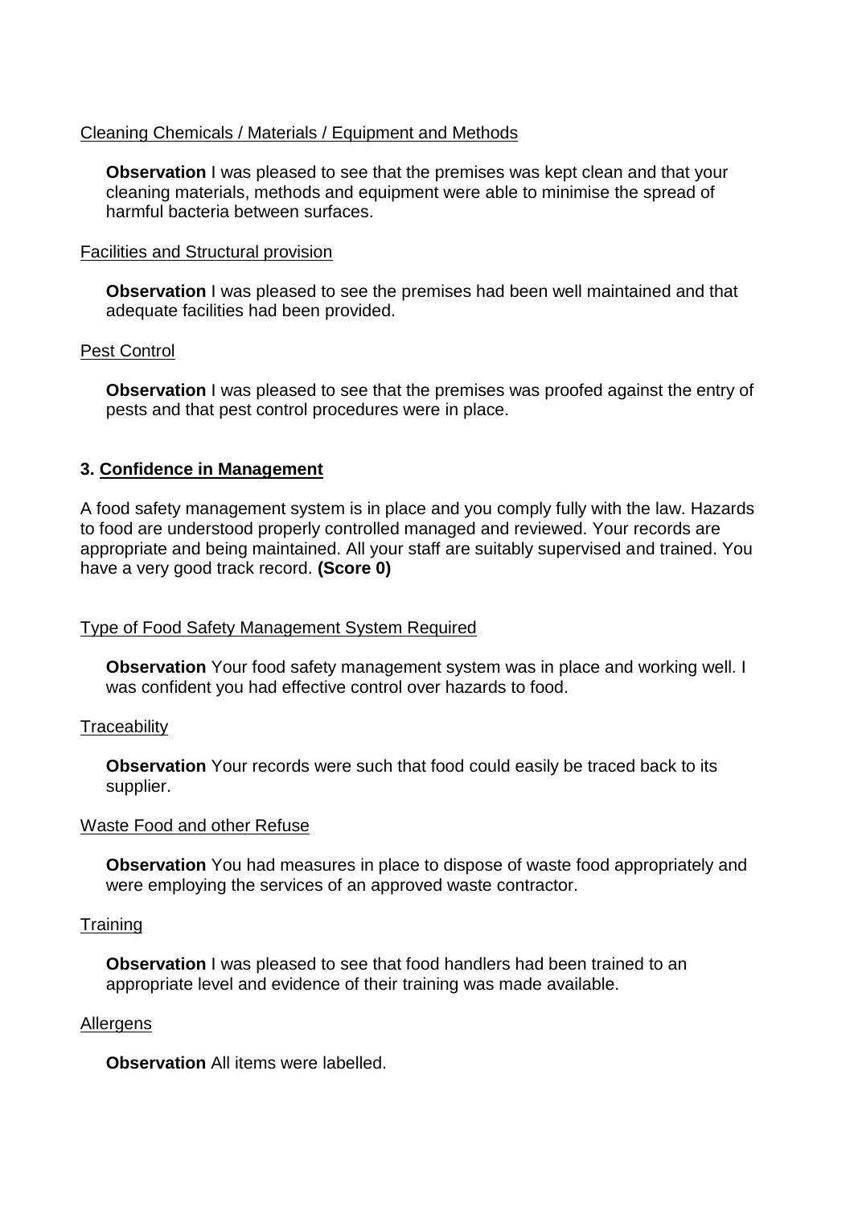Cleaning Chemicals / Materials / Equipment and Methods

**Observation** I was pleased to see that the premises was kept clean and that your cleaning materials, methods and equipment were able to minimise the spread of harmful bacteria between surfaces.

Facilities and Structural provision

**Observation** I was pleased to see the premises had been well maintained and that adequate facilities had been provided.

Pest Control

**Observation** I was pleased to see that the premises was proofed against the entry of pests and that pest control procedures were in place.

### 3. Confidence in Management

A food safety management system is in place and you comply fully with the law. Hazards to food are understood properly controlled managed and reviewed. Your records are appropriate and being maintained. All your staff are suitably supervised and trained. You have a very good track record. **(Score 0)**

Type of Food Safety Management System Required

**Observation** Your food safety management system was in place and working well. I was confident you had effective control over hazards to food.

Traceability

**Observation** Your records were such that food could easily be traced back to its supplier.

Waste Food and other Refuse

**Observation** You had measures in place to dispose of waste food appropriately and were employing the services of an approved waste contractor.

Training

**Observation** I was pleased to see that food handlers had been trained to an appropriate level and evidence of their training was made available.

Allergens

**Observation** All items were labelled.